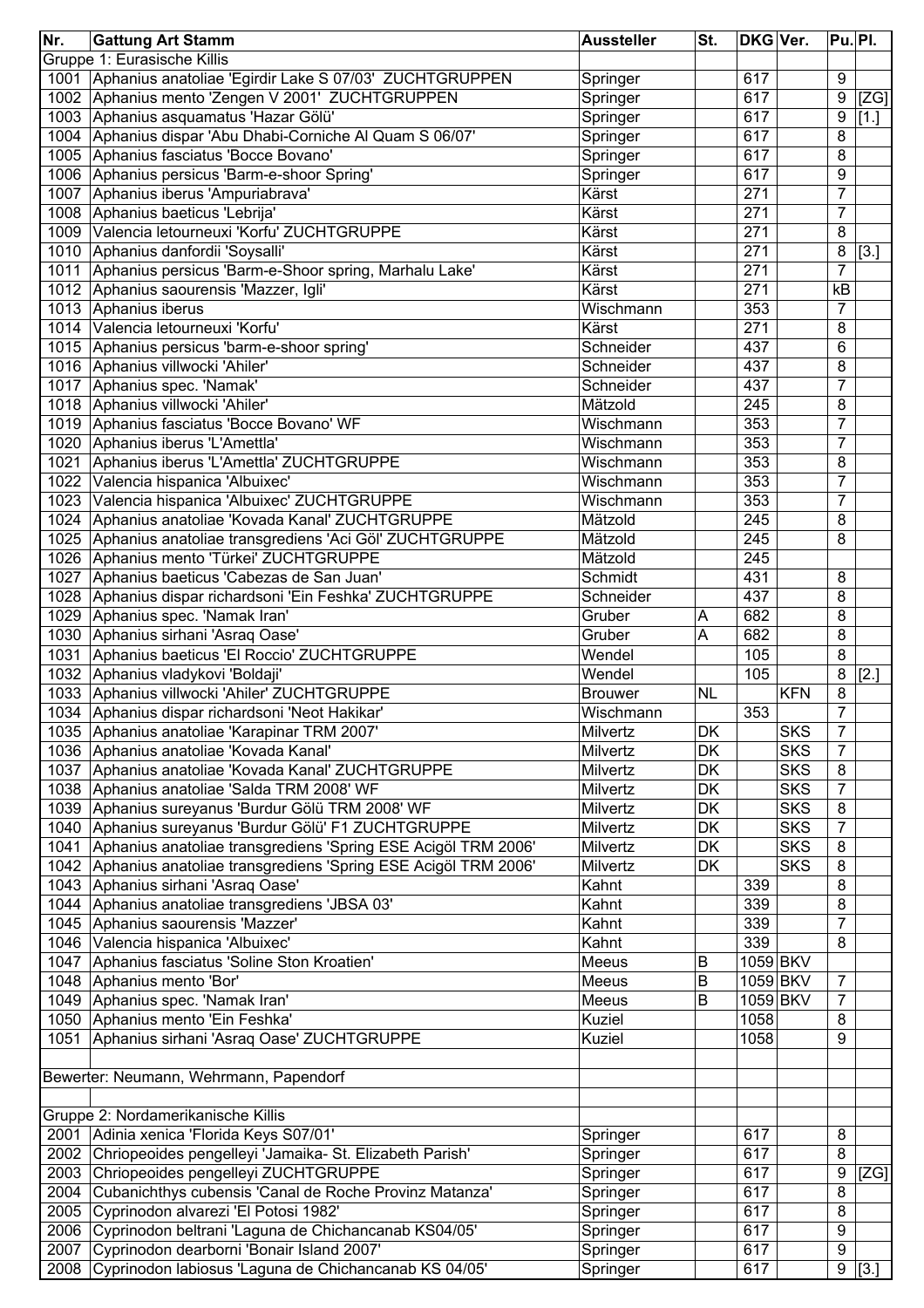| Nr. | Gattung Art Stamm | Aussteller | St. | DKG | Ver. | Pu. | Pl. |
|---|---|---|---|---|---|---|---|
| Gruppe 1: Eurasische Killis | | | | | | | |
| 1001 | Aphanius anatoliae 'Egirdir Lake S 07/03' ZUCHTGRUPPEN | Springer | | 617 | | 9 | |
| 1002 | Aphanius mento 'Zengen V 2001' ZUCHTGRUPPEN | Springer | | 617 | | 9 | [ZG] |
| 1003 | Aphanius asquamatus 'Hazar Gölü' | Springer | | 617 | | 9 | [1.] |
| 1004 | Aphanius dispar 'Abu Dhabi-Corniche Al Quam S 06/07' | Springer | | 617 | | 8 | |
| 1005 | Aphanius fasciatus 'Bocce Bovano' | Springer | | 617 | | 8 | |
| 1006 | Aphanius persicus 'Barm-e-shoor Spring' | Springer | | 617 | | 9 | |
| 1007 | Aphanius iberus 'Ampuriabrava' | Kärst | | 271 | | 7 | |
| 1008 | Aphanius baeticus 'Lebrija' | Kärst | | 271 | | 7 | |
| 1009 | Valencia letourneuxi 'Korfu' ZUCHTGRUPPE | Kärst | | 271 | | 8 | |
| 1010 | Aphanius danfordii 'Soysalli' | Kärst | | 271 | | 8 | [3.] |
| 1011 | Aphanius persicus 'Barm-e-Shoor spring, Marhalu Lake' | Kärst | | 271 | | 7 | |
| 1012 | Aphanius saourensis 'Mazzer, Igli' | Kärst | | 271 | | kB | |
| 1013 | Aphanius iberus | Wischmann | | 353 | | 7 | |
| 1014 | Valencia letourneuxi 'Korfu' | Kärst | | 271 | | 8 | |
| 1015 | Aphanius persicus 'barm-e-shoor spring' | Schneider | | 437 | | 6 | |
| 1016 | Aphanius villwocki 'Ahiler' | Schneider | | 437 | | 8 | |
| 1017 | Aphanius spec. 'Namak' | Schneider | | 437 | | 7 | |
| 1018 | Aphanius villwocki 'Ahiler' | Mätzold | | 245 | | 8 | |
| 1019 | Aphanius fasciatus 'Bocce Bovano' WF | Wischmann | | 353 | | 7 | |
| 1020 | Aphanius iberus 'L'Amettla' | Wischmann | | 353 | | 7 | |
| 1021 | Aphanius iberus 'L'Amettla' ZUCHTGRUPPE | Wischmann | | 353 | | 8 | |
| 1022 | Valencia hispanica 'Albuixec' | Wischmann | | 353 | | 7 | |
| 1023 | Valencia hispanica 'Albuixec' ZUCHTGRUPPE | Wischmann | | 353 | | 7 | |
| 1024 | Aphanius anatoliae 'Kovada Kanal' ZUCHTGRUPPE | Mätzold | | 245 | | 8 | |
| 1025 | Aphanius anatoliae transgrediens 'Aci Göl' ZUCHTGRUPPE | Mätzold | | 245 | | 8 | |
| 1026 | Aphanius mento 'Türkei' ZUCHTGRUPPE | Mätzold | | 245 | | | |
| 1027 | Aphanius baeticus 'Cabezas de San Juan' | Schmidt | | 431 | | 8 | |
| 1028 | Aphanius dispar richardsoni 'Ein Feshka' ZUCHTGRUPPE | Schneider | | 437 | | 8 | |
| 1029 | Aphanius spec. 'Namak Iran' | Gruber | A | 682 | | 8 | |
| 1030 | Aphanius sirhani 'Asraq Oase' | Gruber | A | 682 | | 8 | |
| 1031 | Aphanius baeticus 'El Roccio' ZUCHTGRUPPE | Wendel | | 105 | | 8 | |
| 1032 | Aphanius vladykovi 'Boldaji' | Wendel | | 105 | | 8 | [2.] |
| 1033 | Aphanius villwocki 'Ahiler' ZUCHTGRUPPE | Brouwer | NL | | KFN | 8 | |
| 1034 | Aphanius dispar richardsoni 'Neot Hakikar' | Wischmann | | 353 | | 7 | |
| 1035 | Aphanius anatoliae 'Karapinar TRM 2007' | Milvertz | DK | | SKS | 7 | |
| 1036 | Aphanius anatoliae 'Kovada Kanal' | Milvertz | DK | | SKS | 7 | |
| 1037 | Aphanius anatoliae 'Kovada Kanal' ZUCHTGRUPPE | Milvertz | DK | | SKS | 8 | |
| 1038 | Aphanius anatoliae 'Salda TRM 2008' WF | Milvertz | DK | | SKS | 7 | |
| 1039 | Aphanius sureyanus 'Burdur Gölü TRM 2008' WF | Milvertz | DK | | SKS | 8 | |
| 1040 | Aphanius sureyanus 'Burdur Gölü' F1 ZUCHTGRUPPE | Milvertz | DK | | SKS | 7 | |
| 1041 | Aphanius anatoliae transgrediens 'Spring ESE Acigöl TRM 2006' | Milvertz | DK | | SKS | 8 | |
| 1042 | Aphanius anatoliae transgrediens 'Spring ESE Acigöl TRM 2006' | Milvertz | DK | | SKS | 8 | |
| 1043 | Aphanius sirhani 'Asraq Oase' | Kahnt | | 339 | | 8 | |
| 1044 | Aphanius anatoliae transgrediens 'JBSA 03' | Kahnt | | 339 | | 8 | |
| 1045 | Aphanius saourensis 'Mazzer' | Kahnt | | 339 | | 7 | |
| 1046 | Valencia hispanica 'Albuixec' | Kahnt | | 339 | | 8 | |
| 1047 | Aphanius fasciatus 'Soline Ston Kroatien' | Meeus | B | 1059 | BKV | | |
| 1048 | Aphanius mento 'Bor' | Meeus | B | 1059 | BKV | 7 | |
| 1049 | Aphanius spec. 'Namak Iran' | Meeus | B | 1059 | BKV | 7 | |
| 1050 | Aphanius mento 'Ein Feshka' | Kuziel | | 1058 | | 8 | |
| 1051 | Aphanius sirhani 'Asraq Oase' ZUCHTGRUPPE | Kuziel | | 1058 | | 9 | |
| | | | | | | | |
| Bewerter: Neumann, Wehrmann, Papendorf | | | | | | | |
| | | | | | | | |
| Gruppe 2: Nordamerikanische Killis | | | | | | | |
| 2001 | Adinia xenica 'Florida Keys S07/01' | Springer | | 617 | | 8 | |
| 2002 | Chriopeoides pengelleyi 'Jamaika- St. Elizabeth Parish' | Springer | | 617 | | 8 | |
| 2003 | Chriopeoides pengelleyi ZUCHTGRUPPE | Springer | | 617 | | 9 | [ZG] |
| 2004 | Cubanichthys cubensis 'Canal de Roche Provinz Matanza' | Springer | | 617 | | 8 | |
| 2005 | Cyprinodon alvarezi 'El Potosi 1982' | Springer | | 617 | | 8 | |
| 2006 | Cyprinodon beltrani 'Laguna de Chichancanab KS04/05' | Springer | | 617 | | 9 | |
| 2007 | Cyprinodon dearborni 'Bonair Island 2007' | Springer | | 617 | | 9 | |
| 2008 | Cyprinodon labiosus 'Laguna de Chichancanab KS 04/05' | Springer | | 617 | | 9 | [3.] |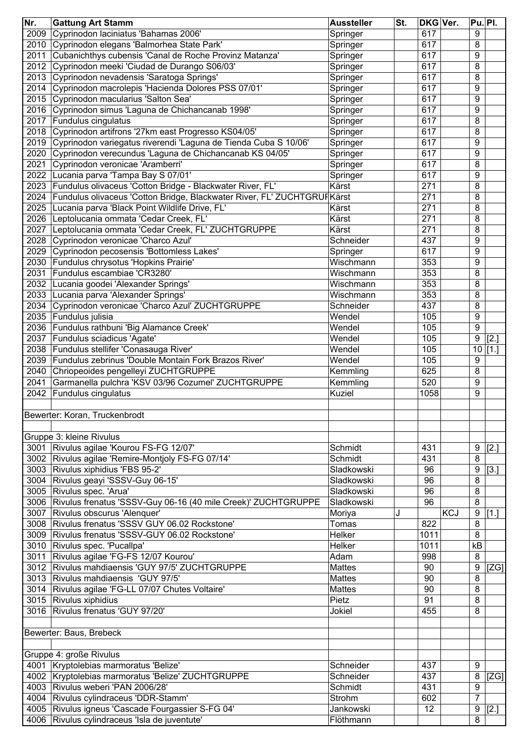| Nr. | Gattung Art Stamm | Aussteller | St. | DKG | Ver. | Pu. | Pl. |
|---|---|---|---|---|---|---|---|
| 2009 | Cyprinodon laciniatus 'Bahamas 2006' | Springer | | 617 | | 9 | |
| 2010 | Cyprinodon elegans 'Balmorhea State Park' | Springer | | 617 | | 8 | |
| 2011 | Cubanichthys cubensis 'Canal de Roche Provinz Matanza' | Springer | | 617 | | 9 | |
| 2012 | Cyprinodon meeki 'Ciudad de Durango S06/03' | Springer | | 617 | | 8 | |
| 2013 | Cyprinodon nevadensis 'Saratoga Springs' | Springer | | 617 | | 8 | |
| 2014 | Cyprinodon macrolepis 'Hacienda Dolores PSS 07/01' | Springer | | 617 | | 9 | |
| 2015 | Cyprinodon macularius 'Salton Sea' | Springer | | 617 | | 9 | |
| 2016 | Cyprinodon simus 'Laguna de Chichancanab 1998' | Springer | | 617 | | 9 | |
| 2017 | Fundulus cingulatus | Springer | | 617 | | 8 | |
| 2018 | Cyprinodon artifrons '27km east Progresso KS04/05' | Springer | | 617 | | 8 | |
| 2019 | Cyprinodon variegatus riverendi 'Laguna de Tienda Cuba S 10/06' | Springer | | 617 | | 9 | |
| 2020 | Cyprinodon verecundus 'Laguna de Chichancanab KS 04/05' | Springer | | 617 | | 9 | |
| 2021 | Cyprinodon veronicae 'Aramberri' | Springer | | 617 | | 8 | |
| 2022 | Lucania parva 'Tampa Bay S 07/01' | Springer | | 617 | | 9 | |
| 2023 | Fundulus olivaceus 'Cotton Bridge - Blackwater River, FL' | Kärst | | 271 | | 8 | |
| 2024 | Fundulus olivaceus 'Cotton Bridge, Blackwater River, FL' ZUCHTGRUF | Kärst | | 271 | | 8 | |
| 2025 | Lucania parva 'Black Point Wildlife Drive, FL' | Kärst | | 271 | | 8 | |
| 2026 | Leptolucania ommata 'Cedar Creek, FL' | Kärst | | 271 | | 8 | |
| 2027 | Leptolucania ommata 'Cedar Creek, FL' ZUCHTGRUPPE | Kärst | | 271 | | 8 | |
| 2028 | Cyprinodon veronicae 'Charco Azul' | Schneider | | 437 | | 9 | |
| 2029 | Cyprinodon pecosensis 'Bottomless Lakes' | Springer | | 617 | | 9 | |
| 2030 | Fundulus chrysotus 'Hopkins Prairie' | Wischmann | | 353 | | 9 | |
| 2031 | Fundulus escambiae 'CR3280' | Wischmann | | 353 | | 8 | |
| 2032 | Lucania goodei 'Alexander Springs' | Wischmann | | 353 | | 8 | |
| 2033 | Lucania parva 'Alexander Springs' | Wischmann | | 353 | | 8 | |
| 2034 | Cyprinodon veronicae 'Charco Azul' ZUCHTGRUPPE | Schneider | | 437 | | 8 | |
| 2035 | Fundulus julisia | Wendel | | 105 | | 9 | |
| 2036 | Fundulus rathbuni 'Big Alamance Creek' | Wendel | | 105 | | 9 | |
| 2037 | Fundulus sciadicus 'Agate' | Wendel | | 105 | | 9 | [2.] |
| 2038 | Fundulus stellifer 'Conasauga River' | Wendel | | 105 | | 10 | [1.] |
| 2039 | Fundulus zebrinus 'Double Montain Fork Brazos River' | Wendel | | 105 | | 9 | |
| 2040 | Chriopeoides pengelleyi ZUCHTGRUPPE | Kemmling | | 625 | | 8 | |
| 2041 | Garmanella pulchra 'KSV 03/96 Cozumel' ZUCHTGRUPPE | Kemmling | | 520 | | 9 | |
| 2042 | Fundulus cingulatus | Kuziel | | 1058 | | 9 | |
| | | | | | | | |
| Bewerter: Koran, Truckenbrodt | | | | | | | |
| | | | | | | | |
| Gruppe 3: kleine Rivulus | | | | | | | |
| 3001 | Rivulus agilae 'Kourou FS-FG 12/07' | Schmidt | | 431 | | 9 | [2.] |
| 3002 | Rivulus agilae 'Remire-Montjoly FS-FG 07/14' | Schmidt | | 431 | | 8 | |
| 3003 | Rivulus xiphidius 'FBS 95-2' | Sladkowski | | 96 | | 9 | [3.] |
| 3004 | Rivulus geayi 'SSSV-Guy 06-15' | Sladkowski | | 96 | | 8 | |
| 3005 | Rivulus spec. 'Arua' | Sladkowski | | 96 | | 8 | |
| 3006 | Rivulus frenatus 'SSSV-Guy 06-16 (40 mile Creek)' ZUCHTGRUPPE | Sladkowski | | 96 | | 8 | |
| 3007 | Rivulus obscurus 'Alenquer' | Moriya | J | | KCJ | 9 | [1.] |
| 3008 | Rivulus frenatus 'SSSV GUY 06.02 Rockstone' | Tomas | | 822 | | 8 | |
| 3009 | Rivulus frenatus 'SSSV-GUY 06.02 Rockstone' | Helker | | 1011 | | 8 | |
| 3010 | Rivulus spec. 'Pucallpa' | Helker | | 1011 | | kB | |
| 3011 | Rivulus agilae 'FG-FS 12/07 Kourou' | Adam | | 998 | | 8 | |
| 3012 | Rivulus mahdiaensis 'GUY 97/5' ZUCHTGRUPPE | Mattes | | 90 | | 9 | [ZG] |
| 3013 | Rivulus mahdiaensis 'GUY 97/5' | Mattes | | 90 | | 8 | |
| 3014 | Rivulus agilae 'FG-LL 07/07 Chutes Voltaire' | Mattes | | 90 | | 8 | |
| 3015 | Rivulus xiphidius | Pietz | | 91 | | 8 | |
| 3016 | Rivulus frenatus 'GUY 97/20' | Jokiel | | 455 | | 8 | |
| | | | | | | | |
| Bewerter: Baus, Brebeck | | | | | | | |
| | | | | | | | |
| Gruppe 4: große Rivulus | | | | | | | |
| 4001 | Kryptolebias marmoratus 'Belize' | Schneider | | 437 | | 9 | |
| 4002 | Kryptolebias marmoratus 'Belize' ZUCHTGRUPPE | Schneider | | 437 | | 8 | [ZG] |
| 4003 | Rivulus weberi 'PAN 2006/28' | Schmidt | | 431 | | 9 | |
| 4004 | Rivulus cylindraceus 'DDR-Stamm' | Strohm | | 602 | | 7 | |
| 4005 | Rivulus igneus 'Cascade Fourgassier S-FG 04' | Jankowski | | 12 | | 9 | [2.] |
| 4006 | Rivulus cylindraceus 'Isla de juventute' | Flöthmann | | | | 8 | |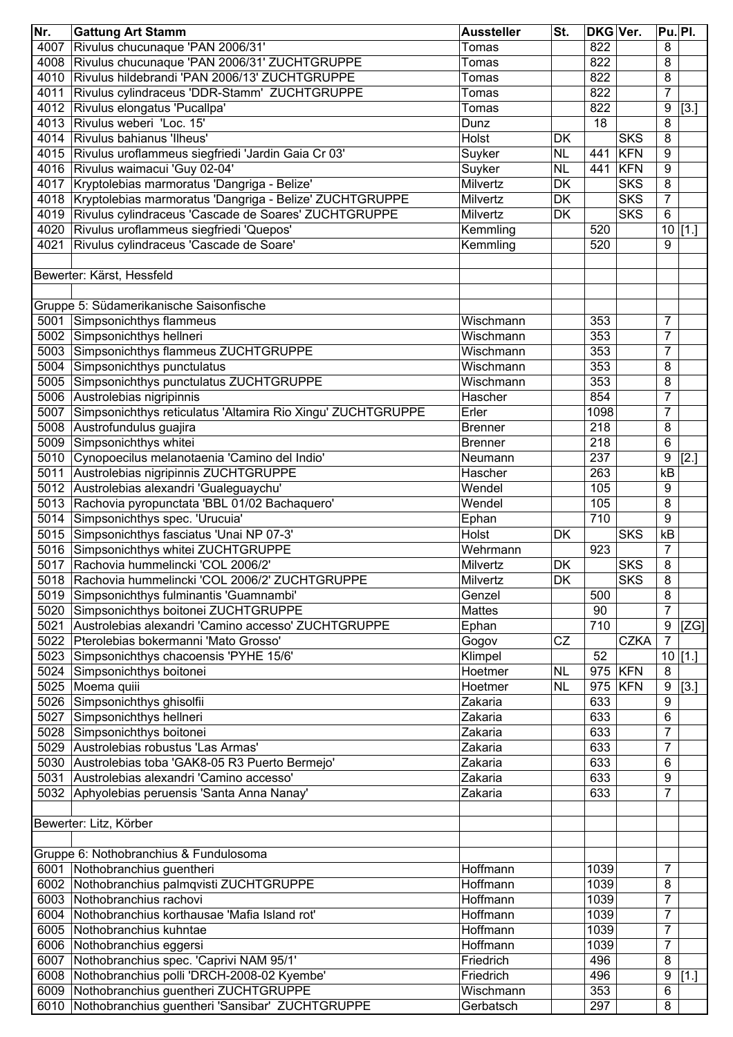| Nr. | Gattung Art Stamm | Aussteller | St. | DKG | Ver. | Pu. | Pl. |
|---|---|---|---|---|---|---|---|
| 4007 | Rivulus chucunaque 'PAN 2006/31' | Tomas | | 822 | | 8 | |
| 4008 | Rivulus chucunaque 'PAN 2006/31' ZUCHTGRUPPE | Tomas | | 822 | | 8 | |
| 4010 | Rivulus hildebrandi 'PAN 2006/13' ZUCHTGRUPPE | Tomas | | 822 | | 8 | |
| 4011 | Rivulus cylindraceus 'DDR-Stamm' ZUCHTGRUPPE | Tomas | | 822 | | 7 | |
| 4012 | Rivulus elongatus 'Pucallpa' | Tomas | | 822 | | 9 | [3.] |
| 4013 | Rivulus weberi 'Loc. 15' | Dunz | | 18 | | 8 | |
| 4014 | Rivulus bahianus 'Ilheus' | Holst | DK | | SKS | 8 | |
| 4015 | Rivulus uroflammeus siegfriedi 'Jardin Gaia Cr 03' | Suyker | NL | 441 | KFN | 9 | |
| 4016 | Rivulus waimacui 'Guy 02-04' | Suyker | NL | 441 | KFN | 9 | |
| 4017 | Kryptolebias marmoratus 'Dangriga - Belize' | Milvertz | DK | | SKS | 8 | |
| 4018 | Kryptolebias marmoratus 'Dangriga - Belize' ZUCHTGRUPPE | Milvertz | DK | | SKS | 7 | |
| 4019 | Rivulus cylindraceus 'Cascade de Soares' ZUCHTGRUPPE | Milvertz | DK | | SKS | 6 | |
| 4020 | Rivulus uroflammeus siegfriedi 'Quepos' | Kemmling | | 520 | | 10 | [1.] |
| 4021 | Rivulus cylindraceus 'Cascade de Soare' | Kemmling | | 520 | | 9 | |
| | | | | | | | |
| Bewerter: Kärst, Hessfeld | | | | | | | |
| | | | | | | | |
| Gruppe 5: Südamerikanische Saisonfische | | | | | | | |
| 5001 | Simpsonichthys flammeus | Wischmann | | 353 | | 7 | |
| 5002 | Simpsonichthys hellneri | Wischmann | | 353 | | 7 | |
| 5003 | Simpsonichthys flammeus ZUCHTGRUPPE | Wischmann | | 353 | | 7 | |
| 5004 | Simpsonichthys punctulatus | Wischmann | | 353 | | 8 | |
| 5005 | Simpsonichthys punctulatus ZUCHTGRUPPE | Wischmann | | 353 | | 8 | |
| 5006 | Austrolebias nigripinnis | Hascher | | 854 | | 7 | |
| 5007 | Simpsonichthys reticulatus 'Altamira Rio Xingu' ZUCHTGRUPPE | Erler | | 1098 | | 7 | |
| 5008 | Austrofundulus guajira | Brenner | | 218 | | 8 | |
| 5009 | Simpsonichthys whitei | Brenner | | 218 | | 6 | |
| 5010 | Cynopoecilus melanotaenia 'Camino del Indio' | Neumann | | 237 | | 9 | [2.] |
| 5011 | Austrolebias nigripinnis ZUCHTGRUPPE | Hascher | | 263 | | kB | |
| 5012 | Austrolebias alexandri 'Gualeguaychu' | Wendel | | 105 | | 9 | |
| 5013 | Rachovia pyropunctata 'BBL 01/02 Bachaquero' | Wendel | | 105 | | 8 | |
| 5014 | Simpsonichthys spec. 'Urucuia' | Ephan | | 710 | | 9 | |
| 5015 | Simpsonichthys fasciatus 'Unai NP 07-3' | Holst | DK | | SKS | kB | |
| 5016 | Simpsonichthys whitei ZUCHTGRUPPE | Wehrmann | | 923 | | 7 | |
| 5017 | Rachovia hummelincki 'COL 2006/2' | Milvertz | DK | | SKS | 8 | |
| 5018 | Rachovia hummelincki 'COL 2006/2' ZUCHTGRUPPE | Milvertz | DK | | SKS | 8 | |
| 5019 | Simpsonichthys fulminantis 'Guamnambi' | Genzel | | 500 | | 8 | |
| 5020 | Simpsonichthys boitonei ZUCHTGRUPPE | Mattes | | 90 | | 7 | |
| 5021 | Austrolebias alexandri 'Camino accesso' ZUCHTGRUPPE | Ephan | | 710 | | 9 | [ZG] |
| 5022 | Pterolebias bokermanni 'Mato Grosso' | Gogov | CZ | | CZKA | 7 | |
| 5023 | Simpsonichthys chacoensis 'PYHE 15/6' | Klimpel | | 52 | | 10 | [1.] |
| 5024 | Simpsonichthys boitonei | Hoetmer | NL | 975 | KFN | 8 | |
| 5025 | Moema quiii | Hoetmer | NL | 975 | KFN | 9 | [3.] |
| 5026 | Simpsonichthys ghisolfii | Zakaria | | 633 | | 9 | |
| 5027 | Simpsonichthys hellneri | Zakaria | | 633 | | 6 | |
| 5028 | Simpsonichthys boitonei | Zakaria | | 633 | | 7 | |
| 5029 | Austrolebias robustus 'Las Armas' | Zakaria | | 633 | | 7 | |
| 5030 | Austrolebias toba 'GAK8-05 R3 Puerto Bermejo' | Zakaria | | 633 | | 6 | |
| 5031 | Austrolebias alexandri 'Camino accesso' | Zakaria | | 633 | | 9 | |
| 5032 | Aphyolebias peruensis 'Santa Anna Nanay' | Zakaria | | 633 | | 7 | |
| | | | | | | | |
| Bewerter: Litz, Körber | | | | | | | |
| | | | | | | | |
| Gruppe 6: Nothobranchius & Fundulosoma | | | | | | | |
| 6001 | Nothobranchius guentheri | Hoffmann | | 1039 | | 7 | |
| 6002 | Nothobranchius palmqvisti ZUCHTGRUPPE | Hoffmann | | 1039 | | 8 | |
| 6003 | Nothobranchius rachovi | Hoffmann | | 1039 | | 7 | |
| 6004 | Nothobranchius korthausae 'Mafia Island rot' | Hoffmann | | 1039 | | 7 | |
| 6005 | Nothobranchius kuhntae | Hoffmann | | 1039 | | 7 | |
| 6006 | Nothobranchius eggersi | Hoffmann | | 1039 | | 7 | |
| 6007 | Nothobranchius spec. 'Caprivi NAM 95/1' | Friedrich | | 496 | | 8 | |
| 6008 | Nothobranchius polli 'DRCH-2008-02 Kyembe' | Friedrich | | 496 | | 9 | [1.] |
| 6009 | Nothobranchius guentheri ZUCHTGRUPPE | Wischmann | | 353 | | 6 | |
| 6010 | Nothobranchius guentheri 'Sansibar' ZUCHTGRUPPE | Gerbatsch | | 297 | | 8 | |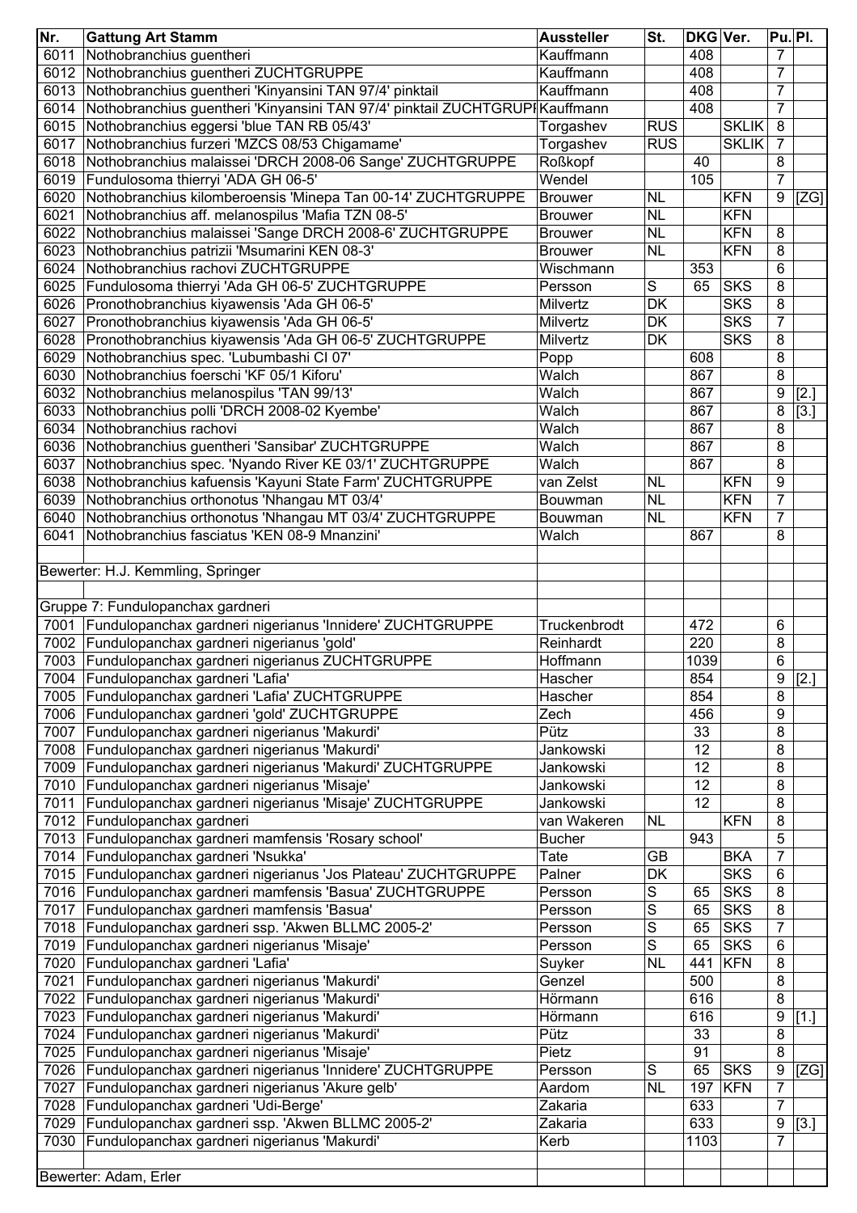| Nr. | Gattung Art Stamm | Aussteller | St. | DKG | Ver. | Pu. | Pl. |
|---|---|---|---|---|---|---|---|
| 6011 | Nothobranchius guentheri | Kauffmann | | 408 | | 7 | |
| 6012 | Nothobranchius guentheri ZUCHTGRUPPE | Kauffmann | | 408 | | 7 | |
| 6013 | Nothobranchius guentheri 'Kinyansini TAN 97/4' pinktail | Kauffmann | | 408 | | 7 | |
| 6014 | Nothobranchius guentheri 'Kinyansini TAN 97/4' pinktail ZUCHTGRUPPE | Kauffmann | | 408 | | 7 | |
| 6015 | Nothobranchius eggersi 'blue TAN RB 05/43' | Torgashev | RUS | | SKLIK | 8 | |
| 6017 | Nothobranchius furzeri 'MZCS 08/53 Chigamame' | Torgashev | RUS | | SKLIK | 7 | |
| 6018 | Nothobranchius malaissei 'DRCH 2008-06 Sange' ZUCHTGRUPPE | Roßkopf | | 40 | | 8 | |
| 6019 | Fundulosoma thierryi 'ADA GH 06-5' | Wendel | | 105 | | 7 | |
| 6020 | Nothobranchius kilomberoensis 'Minepa Tan 00-14' ZUCHTGRUPPE | Brouwer | NL | | KFN | 9 | [ZG] |
| 6021 | Nothobranchius aff. melanospilus 'Mafia TZN 08-5' | Brouwer | NL | | KFN | | |
| 6022 | Nothobranchius malaissei 'Sange DRCH 2008-6' ZUCHTGRUPPE | Brouwer | NL | | KFN | 8 | |
| 6023 | Nothobranchius patrizii 'Msumarini KEN 08-3' | Brouwer | NL | | KFN | 8 | |
| 6024 | Nothobranchius rachovi ZUCHTGRUPPE | Wischmann | | 353 | | 6 | |
| 6025 | Fundulosoma thierryi 'Ada GH 06-5' ZUCHTGRUPPE | Persson | S | 65 | SKS | 8 | |
| 6026 | Pronothobranchius kiyawensis 'Ada GH 06-5' | Milvertz | DK | | SKS | 8 | |
| 6027 | Pronothobranchius kiyawensis 'Ada GH 06-5' | Milvertz | DK | | SKS | 7 | |
| 6028 | Pronothobranchius kiyawensis 'Ada GH 06-5' ZUCHTGRUPPE | Milvertz | DK | | SKS | 8 | |
| 6029 | Nothobranchius spec. 'Lubumbashi CI 07' | Popp | | 608 | | 8 | |
| 6030 | Nothobranchius foerschi 'KF 05/1 Kiforu' | Walch | | 867 | | 8 | |
| 6032 | Nothobranchius melanospilus 'TAN 99/13' | Walch | | 867 | | 9 | [2.] |
| 6033 | Nothobranchius polli 'DRCH 2008-02 Kyembe' | Walch | | 867 | | 8 | [3.] |
| 6034 | Nothobranchius rachovi | Walch | | 867 | | 8 | |
| 6036 | Nothobranchius guentheri 'Sansibar' ZUCHTGRUPPE | Walch | | 867 | | 8 | |
| 6037 | Nothobranchius spec. 'Nyando River KE 03/1' ZUCHTGRUPPE | Walch | | 867 | | 8 | |
| 6038 | Nothobranchius kafuensis 'Kayuni State Farm' ZUCHTGRUPPE | van Zelst | NL | | KFN | 9 | |
| 6039 | Nothobranchius orthonotus 'Nhangau MT 03/4' | Bouwman | NL | | KFN | 7 | |
| 6040 | Nothobranchius orthonotus 'Nhangau MT 03/4' ZUCHTGRUPPE | Bouwman | NL | | KFN | 7 | |
| 6041 | Nothobranchius fasciatus 'KEN 08-9 Mnanzini' | Walch | | 867 | | 8 | |
| | | | | | | | |
| Bewerter: H.J. Kemmling, Springer | | | | | | | |
| | | | | | | | |
| Gruppe 7: Fundulopanchax gardneri | | | | | | | |
| 7001 | Fundulopanchax gardneri nigerianus 'Innidere' ZUCHTGRUPPE | Truckenbrodt | | 472 | | 6 | |
| 7002 | Fundulopanchax gardneri nigerianus 'gold' | Reinhardt | | 220 | | 8 | |
| 7003 | Fundulopanchax gardneri nigerianus ZUCHTGRUPPE | Hoffmann | | 1039 | | 6 | |
| 7004 | Fundulopanchax gardneri 'Lafia' | Hascher | | 854 | | 9 | [2.] |
| 7005 | Fundulopanchax gardneri 'Lafia' ZUCHTGRUPPE | Hascher | | 854 | | 8 | |
| 7006 | Fundulopanchax gardneri 'gold' ZUCHTGRUPPE | Zech | | 456 | | 9 | |
| 7007 | Fundulopanchax gardneri nigerianus 'Makurdi' | Pütz | | 33 | | 8 | |
| 7008 | Fundulopanchax gardneri nigerianus 'Makurdi' | Jankowski | | 12 | | 8 | |
| 7009 | Fundulopanchax gardneri nigerianus 'Makurdi' ZUCHTGRUPPE | Jankowski | | 12 | | 8 | |
| 7010 | Fundulopanchax gardneri nigerianus 'Misaje' | Jankowski | | 12 | | 8 | |
| 7011 | Fundulopanchax gardneri nigerianus 'Misaje' ZUCHTGRUPPE | Jankowski | | 12 | | 8 | |
| 7012 | Fundulopanchax gardneri | van Wakeren | NL | | KFN | 8 | |
| 7013 | Fundulopanchax gardneri mamfensis 'Rosary school' | Bucher | | 943 | | 5 | |
| 7014 | Fundulopanchax gardneri 'Nsukka' | Tate | GB | | BKA | 7 | |
| 7015 | Fundulopanchax gardneri nigerianus 'Jos Plateau' ZUCHTGRUPPE | Palner | DK | | SKS | 6 | |
| 7016 | Fundulopanchax gardneri mamfensis 'Basua' ZUCHTGRUPPE | Persson | S | 65 | SKS | 8 | |
| 7017 | Fundulopanchax gardneri mamfensis 'Basua' | Persson | S | 65 | SKS | 8 | |
| 7018 | Fundulopanchax gardneri ssp. 'Akwen BLLMC 2005-2' | Persson | S | 65 | SKS | 7 | |
| 7019 | Fundulopanchax gardneri nigerianus 'Misaje' | Persson | S | 65 | SKS | 6 | |
| 7020 | Fundulopanchax gardneri 'Lafia' | Suyker | NL | 441 | KFN | 8 | |
| 7021 | Fundulopanchax gardneri nigerianus 'Makurdi' | Genzel | | 500 | | 8 | |
| 7022 | Fundulopanchax gardneri nigerianus 'Makurdi' | Hörmann | | 616 | | 8 | |
| 7023 | Fundulopanchax gardneri nigerianus 'Makurdi' | Hörmann | | 616 | | 9 | [1.] |
| 7024 | Fundulopanchax gardneri nigerianus 'Makurdi' | Pütz | | 33 | | 8 | |
| 7025 | Fundulopanchax gardneri nigerianus 'Misaje' | Pietz | | 91 | | 8 | |
| 7026 | Fundulopanchax gardneri nigerianus 'Innidere' ZUCHTGRUPPE | Persson | S | 65 | SKS | 9 | [ZG] |
| 7027 | Fundulopanchax gardneri nigerianus 'Akure gelb' | Aardom | NL | 197 | KFN | 7 | |
| 7028 | Fundulopanchax gardneri 'Udi-Berge' | Zakaria | | 633 | | 7 | |
| 7029 | Fundulopanchax gardneri ssp. 'Akwen BLLMC 2005-2' | Zakaria | | 633 | | 9 | [3.] |
| 7030 | Fundulopanchax gardneri nigerianus 'Makurdi' | Kerb | | 1103 | | 7 | |
| | | | | | | | |
| Bewerter: Adam, Erler | | | | | | | |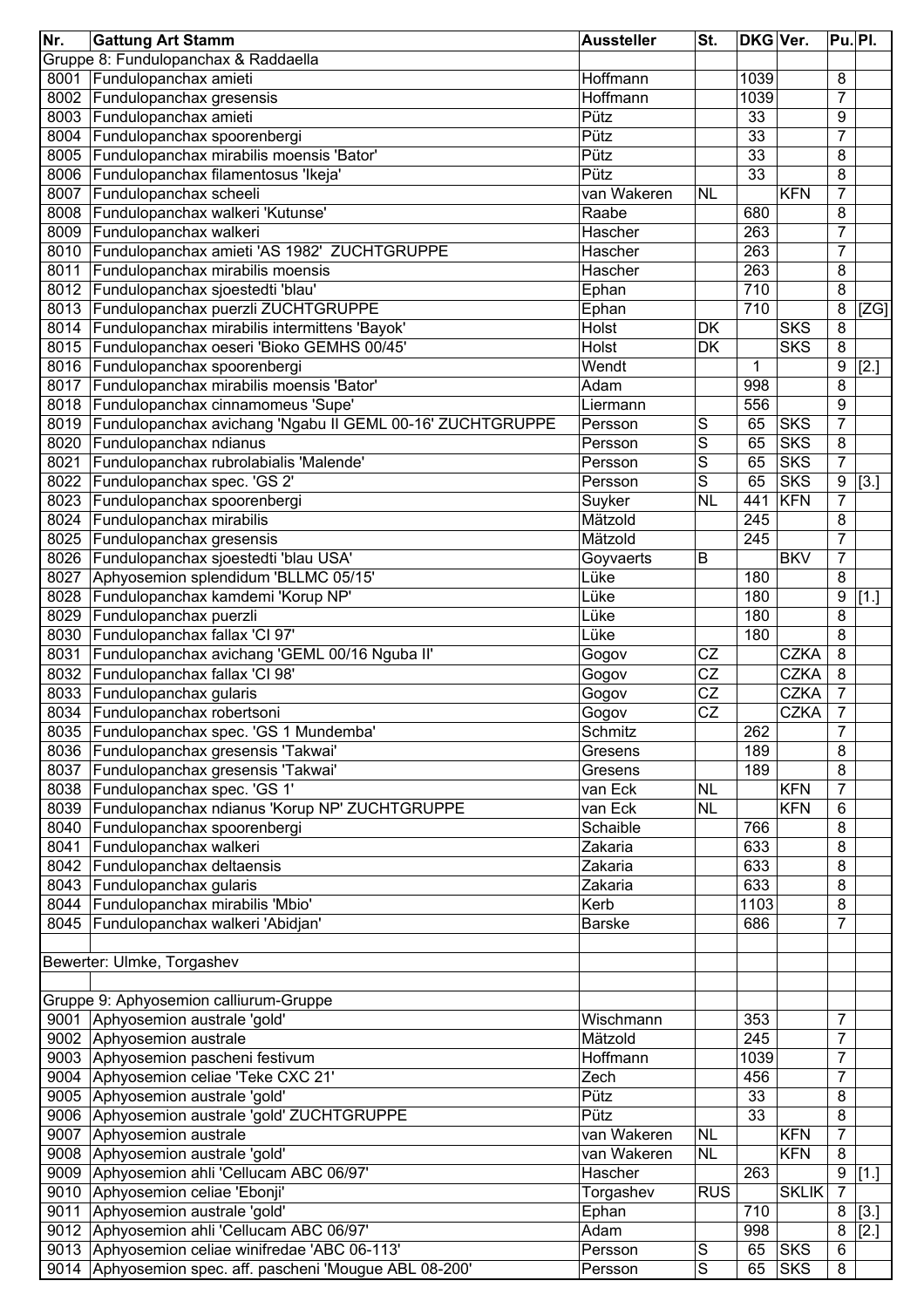| Nr. | Gattung Art Stamm | Aussteller | St. | DKG | Ver. | Pu. | Pl. |
|---|---|---|---|---|---|---|---|
| Gruppe 8: Fundulopanchax & Raddaella | | | | | | | |
| 8001 | Fundulopanchax amieti | Hoffmann | | 1039 | | 8 | |
| 8002 | Fundulopanchax gresensis | Hoffmann | | 1039 | | 7 | |
| 8003 | Fundulopanchax amieti | Pütz | | 33 | | 9 | |
| 8004 | Fundulopanchax spoorenbergi | Pütz | | 33 | | 7 | |
| 8005 | Fundulopanchax mirabilis moensis 'Bator' | Pütz | | 33 | | 8 | |
| 8006 | Fundulopanchax filamentosus 'Ikeja' | Pütz | | 33 | | 8 | |
| 8007 | Fundulopanchax scheeli | van Wakeren | NL | | KFN | 7 | |
| 8008 | Fundulopanchax walkeri 'Kutunse' | Raabe | | 680 | | 8 | |
| 8009 | Fundulopanchax walkeri | Hascher | | 263 | | 7 | |
| 8010 | Fundulopanchax amieti 'AS 1982' ZUCHTGRUPPE | Hascher | | 263 | | 7 | |
| 8011 | Fundulopanchax mirabilis moensis | Hascher | | 263 | | 8 | |
| 8012 | Fundulopanchax sjoestedti 'blau' | Ephan | | 710 | | 8 | |
| 8013 | Fundulopanchax puerzli ZUCHTGRUPPE | Ephan | | 710 | | 8 | [ZG] |
| 8014 | Fundulopanchax mirabilis intermittens 'Bayok' | Holst | DK | | SKS | 8 | |
| 8015 | Fundulopanchax oeseri 'Bioko GEMHS 00/45' | Holst | DK | | SKS | 8 | |
| 8016 | Fundulopanchax spoorenbergi | Wendt | | 1 | | 9 | [2.] |
| 8017 | Fundulopanchax mirabilis moensis 'Bator' | Adam | | 998 | | 8 | |
| 8018 | Fundulopanchax cinnamomeus 'Supe' | Liermann | | 556 | | 9 | |
| 8019 | Fundulopanchax avichang 'Ngabu II GEML 00-16' ZUCHTGRUPPE | Persson | S | 65 | SKS | 7 | |
| 8020 | Fundulopanchax ndianus | Persson | S | 65 | SKS | 8 | |
| 8021 | Fundulopanchax rubrolabialis 'Malende' | Persson | S | 65 | SKS | 7 | |
| 8022 | Fundulopanchax spec. 'GS 2' | Persson | S | 65 | SKS | 9 | [3.] |
| 8023 | Fundulopanchax spoorenbergi | Suyker | NL | 441 | KFN | 7 | |
| 8024 | Fundulopanchax mirabilis | Mätzold | | 245 | | 8 | |
| 8025 | Fundulopanchax gresensis | Mätzold | | 245 | | 7 | |
| 8026 | Fundulopanchax sjoestedti 'blau USA' | Goyvaerts | B | | BKV | 7 | |
| 8027 | Aphyosemion splendidum 'BLLMC 05/15' | Lüke | | 180 | | 8 | |
| 8028 | Fundulopanchax kamdemi 'Korup NP' | Lüke | | 180 | | 9 | [1.] |
| 8029 | Fundulopanchax puerzli | Lüke | | 180 | | 8 | |
| 8030 | Fundulopanchax fallax 'CI 97' | Lüke | | 180 | | 8 | |
| 8031 | Fundulopanchax avichang 'GEML 00/16 Nguba II' | Gogov | CZ | | CZKA | 8 | |
| 8032 | Fundulopanchax fallax 'CI 98' | Gogov | CZ | | CZKA | 8 | |
| 8033 | Fundulopanchax gularis | Gogov | CZ | | CZKA | 7 | |
| 8034 | Fundulopanchax robertsoni | Gogov | CZ | | CZKA | 7 | |
| 8035 | Fundulopanchax spec. 'GS 1 Mundemba' | Schmitz | | 262 | | 7 | |
| 8036 | Fundulopanchax gresensis 'Takwai' | Gresens | | 189 | | 8 | |
| 8037 | Fundulopanchax gresensis 'Takwai' | Gresens | | 189 | | 8 | |
| 8038 | Fundulopanchax spec. 'GS 1' | van Eck | NL | | KFN | 7 | |
| 8039 | Fundulopanchax ndianus 'Korup NP' ZUCHTGRUPPE | van Eck | NL | | KFN | 6 | |
| 8040 | Fundulopanchax spoorenbergi | Schaible | | 766 | | 8 | |
| 8041 | Fundulopanchax walkeri | Zakaria | | 633 | | 8 | |
| 8042 | Fundulopanchax deltaensis | Zakaria | | 633 | | 8 | |
| 8043 | Fundulopanchax gularis | Zakaria | | 633 | | 8 | |
| 8044 | Fundulopanchax mirabilis 'Mbio' | Kerb | | 1103 | | 8 | |
| 8045 | Fundulopanchax walkeri 'Abidjan' | Barske | | 686 | | 7 | |
| | | | | | | | |
| Bewerter: Ulmke, Torgashev | | | | | | | |
| | | | | | | | |
| Gruppe 9: Aphyosemion calliurum-Gruppe | | | | | | | |
| 9001 | Aphyosemion australe 'gold' | Wischmann | | 353 | | 7 | |
| 9002 | Aphyosemion australe | Mätzold | | 245 | | 7 | |
| 9003 | Aphyosemion pascheni festivum | Hoffmann | | 1039 | | 7 | |
| 9004 | Aphyosemion celiae 'Teke CXC 21' | Zech | | 456 | | 7 | |
| 9005 | Aphyosemion australe 'gold' | Pütz | | 33 | | 8 | |
| 9006 | Aphyosemion australe 'gold' ZUCHTGRUPPE | Pütz | | 33 | | 8 | |
| 9007 | Aphyosemion australe | van Wakeren | NL | | KFN | 7 | |
| 9008 | Aphyosemion australe 'gold' | van Wakeren | NL | | KFN | 8 | |
| 9009 | Aphyosemion ahli 'Cellucam ABC 06/97' | Hascher | | 263 | | 9 | [1.] |
| 9010 | Aphyosemion celiae 'Ebonji' | Torgashev | RUS | | SKLIK | 7 | |
| 9011 | Aphyosemion australe 'gold' | Ephan | | 710 | | 8 | [3.] |
| 9012 | Aphyosemion ahli 'Cellucam ABC 06/97' | Adam | | 998 | | 8 | [2.] |
| 9013 | Aphyosemion celiae winifredae 'ABC 06-113' | Persson | S | 65 | SKS | 6 | |
| 9014 | Aphyosemion spec. aff. pascheni 'Mougue ABL 08-200' | Persson | S | 65 | SKS | 8 | |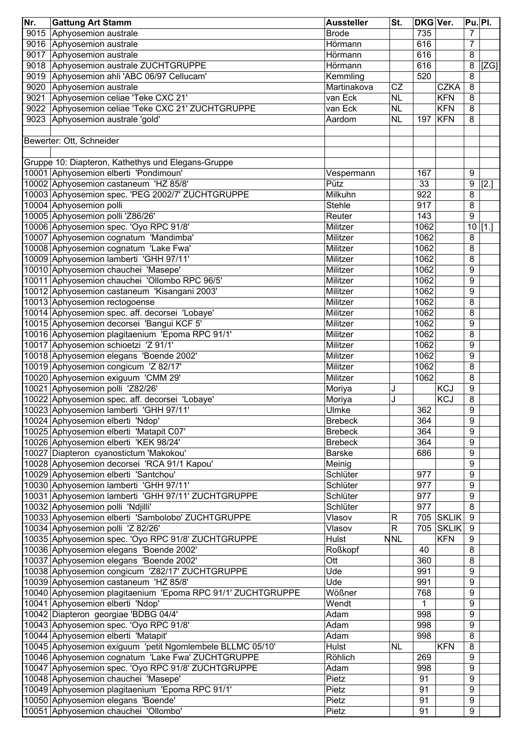| Nr. | Gattung Art Stamm | Aussteller | St. | DKG | Ver. | Pu. | Pl. |
|---|---|---|---|---|---|---|---|
| 9015 | Aphyosemion australe | Brode | | 735 | | 7 | |
| 9016 | Aphyosemion australe | Hörmann | | 616 | | 7 | |
| 9017 | Aphyosemion australe | Hörmann | | 616 | | 8 | |
| 9018 | Aphyosemion australe ZUCHTGRUPPE | Hörmann | | 616 | | 8 | [ZG] |
| 9019 | Aphyosemion ahli 'ABC 06/97 Cellucam' | Kemmling | | 520 | | 8 | |
| 9020 | Aphyosemion australe | Martinakova | CZ | | CZKA | 8 | |
| 9021 | Aphyosemion celiae 'Teke CXC 21' | van Eck | NL | | KFN | 8 | |
| 9022 | Aphyosemion celiae 'Teke CXC 21' ZUCHTGRUPPE | van Eck | NL | | KFN | 8 | |
| 9023 | Aphyosemion australe 'gold' | Aardom | NL | 197 | KFN | 8 | |
| | | | | | | | |
| Bewerter: Ott, Schneider | | | | | | | |
| | | | | | | | |
| Gruppe 10: Diapteron, Kathethys und Elegans-Gruppe | | | | | | | |
| 10001 | Aphyosemion elberti 'Pondimoun' | Vespermann | | 167 | | 9 | |
| 10002 | Aphyosemion castaneum 'HZ 85/8' | Pütz | | 33 | | 9 | [2.] |
| 10003 | Aphyosemion spec. 'PEG 2002/7' ZUCHTGRUPPE | Milkuhn | | 922 | | 8 | |
| 10004 | Aphyosemion polli | Stehle | | 917 | | 8 | |
| 10005 | Aphyosemion polli 'Z86/26' | Reuter | | 143 | | 9 | |
| 10006 | Aphyosemion spec. 'Oyo RPC 91/8' | Militzer | | 1062 | | 10 | [1.] |
| 10007 | Aphyosemion cognatum 'Mandimba' | Militzer | | 1062 | | 8 | |
| 10008 | Aphyosemion cognatum 'Lake Fwa' | Militzer | | 1062 | | 8 | |
| 10009 | Aphyosemion lamberti 'GHH 97/11' | Militzer | | 1062 | | 8 | |
| 10010 | Aphyosemion chauchei 'Masepe' | Militzer | | 1062 | | 9 | |
| 10011 | Aphyosemion chauchei 'Ollombo RPC 96/5' | Militzer | | 1062 | | 9 | |
| 10012 | Aphyosemion castaneum 'Kisangani 2003' | Militzer | | 1062 | | 9 | |
| 10013 | Aphyosemion rectogoense | Militzer | | 1062 | | 8 | |
| 10014 | Aphyosemion spec. aff. decorsei 'Lobaye' | Militzer | | 1062 | | 8 | |
| 10015 | Aphyosemion decorsei 'Bangui KCF 5' | Militzer | | 1062 | | 9 | |
| 10016 | Aphyosemion plagitaenium 'Epoma RPC 91/1' | Militzer | | 1062 | | 8 | |
| 10017 | Aphyosemion schioetzi 'Z 91/1' | Militzer | | 1062 | | 9 | |
| 10018 | Aphyosemion elegans 'Boende 2002' | Militzer | | 1062 | | 9 | |
| 10019 | Aphyosemion congicum 'Z 82/17' | Militzer | | 1062 | | 8 | |
| 10020 | Aphyosemion exiguum 'CMM 29' | Militzer | | 1062 | | 8 | |
| 10021 | Aphyosemion polli 'Z82/26' | Moriya | J | | KCJ | 9 | |
| 10022 | Aphyosemion spec. aff. decorsei 'Lobaye' | Moriya | J | | KCJ | 8 | |
| 10023 | Aphyosemion lamberti 'GHH 97/11' | Ulmke | | 362 | | 9 | |
| 10024 | Aphyosemion elberti 'Ndop' | Brebeck | | 364 | | 9 | |
| 10025 | Aphyosemion elberti 'Matapit C07' | Brebeck | | 364 | | 9 | |
| 10026 | Aphyosemion elberti 'KEK 98/24' | Brebeck | | 364 | | 9 | |
| 10027 | Diapteron cyanostictum 'Makokou' | Barske | | 686 | | 9 | |
| 10028 | Aphyosemion decorsei 'RCA 91/1 Kapou' | Meinig | | | | 9 | |
| 10029 | Aphyosemion elberti 'Santchou' | Schlüter | | 977 | | 9 | |
| 10030 | Aphyosemion lamberti 'GHH 97/11' | Schlüter | | 977 | | 9 | |
| 10031 | Aphyosemion lamberti 'GHH 97/11' ZUCHTGRUPPE | Schlüter | | 977 | | 9 | |
| 10032 | Aphyosemion polli 'Ndjilli' | Schlüter | | 977 | | 8 | |
| 10033 | Aphyosemion elberti 'Sambolobo' ZUCHTGRUPPE | Vlasov | R | 705 | SKLIK | 9 | |
| 10034 | Aphyosemion polli 'Z 82/26' | Vlasov | R | 705 | SKLIK | 9 | |
| 10035 | Aphyosemion spec. 'Oyo RPC 91/8' ZUCHTGRUPPE | Hulst | NNL | | KFN | 9 | |
| 10036 | Aphyosemion elegans 'Boende 2002' | Roßkopf | | 40 | | 8 | |
| 10037 | Aphyosemion elegans 'Boende 2002' | Ott | | 360 | | 8 | |
| 10038 | Aphyosemion congicum 'Z82/17' ZUCHTGRUPPE | Ude | | 991 | | 9 | |
| 10039 | Aphyosemion castaneum 'HZ 85/8' | Ude | | 991 | | 9 | |
| 10040 | Aphyosemion plagitaenium 'Epoma RPC 91/1' ZUCHTGRUPPE | Wößner | | 768 | | 9 | |
| 10041 | Aphyosemion elberti 'Ndop' | Wendt | | 1 | | 9 | |
| 10042 | Diapteron georgiae 'BDBG 04/4' | Adam | | 998 | | 9 | |
| 10043 | Aphyosemion spec. 'Oyo RPC 91/8' | Adam | | 998 | | 9 | |
| 10044 | Aphyosemion elberti 'Matapit' | Adam | | 998 | | 8 | |
| 10045 | Aphyosemion exiguum 'petit Ngomlembele BLLMC 05/10' | Hulst | NL | | KFN | 8 | |
| 10046 | Aphyosemion cognatum 'Lake Fwa' ZUCHTGRUPPE | Röhlich | | 269 | | 9 | |
| 10047 | Aphyosemion spec. 'Oyo RPC 91/8' ZUCHTGRUPPE | Adam | | 998 | | 9 | |
| 10048 | Aphyosemion chauchei 'Masepe' | Pietz | | 91 | | 9 | |
| 10049 | Aphyosemion plagitaenium 'Epoma RPC 91/1' | Pietz | | 91 | | 9 | |
| 10050 | Aphyosemion elegans 'Boende' | Pietz | | 91 | | 9 | |
| 10051 | Aphyosemion chauchei 'Ollombo' | Pietz | | 91 | | 9 | |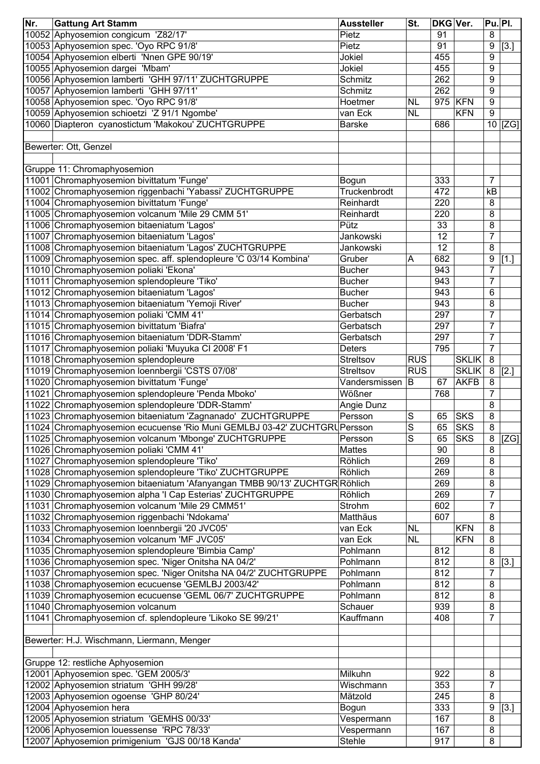| Nr. | Gattung Art Stamm | Aussteller | St. | DKG | Ver. | Pu. | Pl. |
|---|---|---|---|---|---|---|---|
| 10052 | Aphyosemion congicum 'Z82/17' | Pietz | | 91 | | 8 | |
| 10053 | Aphyosemion spec. 'Oyo RPC 91/8' | Pietz | | 91 | | 9 | [3.] |
| 10054 | Aphyosemion elberti 'Nnen GPE 90/19' | Jokiel | | 455 | | 9 | |
| 10055 | Aphyosemion dargei 'Mbam' | Jokiel | | 455 | | 9 | |
| 10056 | Aphyosemion lamberti 'GHH 97/11' ZUCHTGRUPPE | Schmitz | | 262 | | 9 | |
| 10057 | Aphyosemion lamberti 'GHH 97/11' | Schmitz | | 262 | | 9 | |
| 10058 | Aphyosemion spec. 'Oyo RPC 91/8' | Hoetmer | NL | 975 | KFN | 9 | |
| 10059 | Aphyosemion schioetzi 'Z 91/1 Ngombe' | van Eck | NL | | KFN | 9 | |
| 10060 | Diapteron cyanostictum 'Makokou' ZUCHTGRUPPE | Barske | | 686 | | 10 | [ZG] |
| | | | | | | | |
| Bewerter: Ott, Genzel | | | | | | | |
| | | | | | | | |
| Gruppe 11: Chromaphyosemion | | | | | | | |
| 11001 | Chromaphyosemion bivittatum 'Funge' | Bogun | | 333 | | 7 | |
| 11002 | Chromaphyosemion riggenbachi 'Yabassi' ZUCHTGRUPPE | Truckenbrodt | | 472 | | kB | |
| 11004 | Chromaphyosemion bivittatum 'Funge' | Reinhardt | | 220 | | 8 | |
| 11005 | Chromaphyosemion volcanum 'Mile 29 CMM 51' | Reinhardt | | 220 | | 8 | |
| 11006 | Chromaphyosemion bitaeniatum 'Lagos' | Pütz | | 33 | | 8 | |
| 11007 | Chromaphyosemion bitaeniatum 'Lagos' | Jankowski | | 12 | | 7 | |
| 11008 | Chromaphyosemion bitaeniatum 'Lagos' ZUCHTGRUPPE | Jankowski | | 12 | | 8 | |
| 11009 | Chromaphyosemion spec. aff. splendopleure 'C 03/14 Kombina' | Gruber | A | 682 | | 9 | [1.] |
| 11010 | Chromaphyosemion poliaki 'Ekona' | Bucher | | 943 | | 7 | |
| 11011 | Chromaphyosemion splendopleure 'Tiko' | Bucher | | 943 | | 7 | |
| 11012 | Chromaphyosemion bitaeniatum 'Lagos' | Bucher | | 943 | | 6 | |
| 11013 | Chromaphyosemion bitaeniatum 'Yemoji River' | Bucher | | 943 | | 8 | |
| 11014 | Chromaphyosemion poliaki 'CMM 41' | Gerbatsch | | 297 | | 7 | |
| 11015 | Chromaphyosemion bivittatum 'Biafra' | Gerbatsch | | 297 | | 7 | |
| 11016 | Chromaphyosemion bitaeniatum 'DDR-Stamm' | Gerbatsch | | 297 | | 7 | |
| 11017 | Chromaphyosemion poliaki 'Muyuka CI 2008' F1 | Deters | | 795 | | 7 | |
| 11018 | Chromaphyosemion splendopleure | Streltsov | RUS | | SKLIK | 8 | |
| 11019 | Chromaphyosemion loennbergii 'CSTS 07/08' | Streltsov | RUS | | SKLIK | 8 | [2.] |
| 11020 | Chromaphyosemion bivittatum 'Funge' | Vandersmissen | B | 67 | AKFB | 8 | |
| 11021 | Chromaphyosemion splendopleure 'Penda Mboko' | Wößner | | 768 | | 7 | |
| 11022 | Chromaphyosemion splendopleure 'DDR-Stamm' | Angie Dunz | | | | 8 | |
| 11023 | Chromaphyosemion bitaeniatum 'Zagnanado' ZUCHTGRUPPE | Persson | S | 65 | SKS | 8 | |
| 11024 | Chromaphyosemion ecucuense 'Rio Muni GEMLBJ 03-42' ZUCHTGRU | Persson | S | 65 | SKS | 8 | |
| 11025 | Chromaphyosemion volcanum 'Mbonge' ZUCHTGRUPPE | Persson | S | 65 | SKS | 8 | [ZG] |
| 11026 | Chromaphyosemion poliaki 'CMM 41' | Mattes | | 90 | | 8 | |
| 11027 | Chromaphyosemion splendopleure 'Tiko' | Röhlich | | 269 | | 8 | |
| 11028 | Chromaphyosemion splendopleure 'Tiko' ZUCHTGRUPPE | Röhlich | | 269 | | 8 | |
| 11029 | Chromaphyosemion bitaeniatum 'Afanyangan TMBB 90/13' ZUCHTGR | Röhlich | | 269 | | 8 | |
| 11030 | Chromaphyosemion alpha 'I Cap Esterias' ZUCHTGRUPPE | Röhlich | | 269 | | 7 | |
| 11031 | Chromaphyosemion volcanum 'Mile 29 CMM51' | Strohm | | 602 | | 7 | |
| 11032 | Chromaphyosemion riggenbachi 'Ndokama' | Matthäus | | 607 | | 8 | |
| 11033 | Chromaphyosemion loennbergii '20 JVC05' | van Eck | NL | | KFN | 8 | |
| 11034 | Chromaphyosemion volcanum 'MF JVC05' | van Eck | NL | | KFN | 8 | |
| 11035 | Chromaphyosemion splendopleure 'Bimbia Camp' | Pohlmann | | 812 | | 8 | |
| 11036 | Chromaphyosemion spec. 'Niger Onitsha NA 04/2' | Pohlmann | | 812 | | 8 | [3.] |
| 11037 | Chromaphyosemion spec. 'Niger Onitsha NA 04/2' ZUCHTGRUPPE | Pohlmann | | 812 | | 7 | |
| 11038 | Chromaphyosemion ecucuense 'GEMLBJ 2003/42' | Pohlmann | | 812 | | 8 | |
| 11039 | Chromaphyosemion ecucuense 'GEML 06/7' ZUCHTGRUPPE | Pohlmann | | 812 | | 8 | |
| 11040 | Chromaphyosemion volcanum | Schauer | | 939 | | 8 | |
| 11041 | Chromaphyosemion cf. splendopleure 'Likoko SE 99/21' | Kauffmann | | 408 | | 7 | |
| | | | | | | | |
| Bewerter: H.J. Wischmann, Liermann, Menger | | | | | | | |
| | | | | | | | |
| Gruppe 12: restliche Aphyosemion | | | | | | | |
| 12001 | Aphyosemion spec. 'GEM 2005/3' | Milkuhn | | 922 | | 8 | |
| 12002 | Aphyosemion striatum 'GHH 99/28' | Wischmann | | 353 | | 7 | |
| 12003 | Aphyosemion ogoense 'GHP 80/24' | Mätzold | | 245 | | 8 | |
| 12004 | Aphyosemion hera | Bogun | | 333 | | 9 | [3.] |
| 12005 | Aphyosemion striatum 'GEMHS 00/33' | Vespermann | | 167 | | 8 | |
| 12006 | Aphyosemion louessense 'RPC 78/33' | Vespermann | | 167 | | 8 | |
| 12007 | Aphyosemion primigenium 'GJS 00/18 Kanda' | Stehle | | 917 | | 8 | |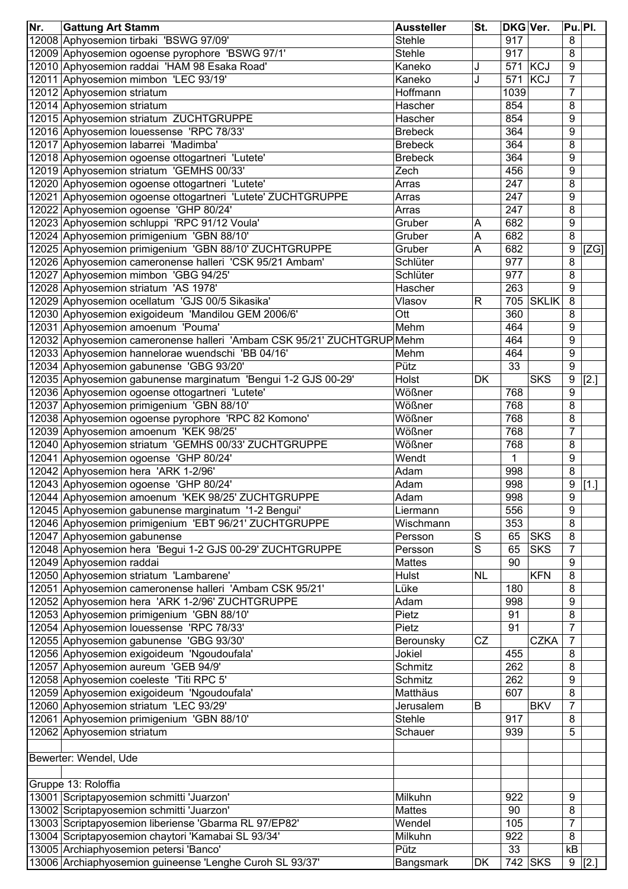| Nr. | Gattung Art Stamm | Aussteller | St. | DKG | Ver. | Pu. | Pl. |
|---|---|---|---|---|---|---|---|
| 12008 | Aphyosemion tirbaki 'BSWG 97/09' | Stehle | | 917 | | 8 | |
| 12009 | Aphyosemion ogoense pyrophore 'BSWG 97/1' | Stehle | | 917 | | 8 | |
| 12010 | Aphyosemion raddai 'HAM 98 Esaka Road' | Kaneko | J | 571 | KCJ | 9 | |
| 12011 | Aphyosemion mimbon 'LEC 93/19' | Kaneko | J | 571 | KCJ | 7 | |
| 12012 | Aphyosemion striatum | Hoffmann | | 1039 | | 7 | |
| 12014 | Aphyosemion striatum | Hascher | | 854 | | 8 | |
| 12015 | Aphyosemion striatum ZUCHTGRUPPE | Hascher | | 854 | | 9 | |
| 12016 | Aphyosemion louessense 'RPC 78/33' | Brebeck | | 364 | | 9 | |
| 12017 | Aphyosemion labarrei 'Madimba' | Brebeck | | 364 | | 8 | |
| 12018 | Aphyosemion ogoense ottogartneri 'Lutete' | Brebeck | | 364 | | 9 | |
| 12019 | Aphyosemion striatum 'GEMHS 00/33' | Zech | | 456 | | 9 | |
| 12020 | Aphyosemion ogoense ottogartneri 'Lutete' | Arras | | 247 | | 8 | |
| 12021 | Aphyosemion ogoense ottogartneri 'Lutete' ZUCHTGRUPPE | Arras | | 247 | | 9 | |
| 12022 | Aphyosemion ogoense 'GHP 80/24' | Arras | | 247 | | 8 | |
| 12023 | Aphyosemion schluppi 'RPC 91/12 Voula' | Gruber | A | 682 | | 9 | |
| 12024 | Aphyosemion primigenium 'GBN 88/10' | Gruber | A | 682 | | 8 | |
| 12025 | Aphyosemion primigenium 'GBN 88/10' ZUCHTGRUPPE | Gruber | A | 682 | | 9 | [ZG] |
| 12026 | Aphyosemion cameronense halleri 'CSK 95/21 Ambam' | Schlüter | | 977 | | 8 | |
| 12027 | Aphyosemion mimbon 'GBG 94/25' | Schlüter | | 977 | | 8 | |
| 12028 | Aphyosemion striatum 'AS 1978' | Hascher | | 263 | | 9 | |
| 12029 | Aphyosemion ocellatum 'GJS 00/5 Sikasika' | Vlasov | R | 705 | SKLIK | 8 | |
| 12030 | Aphyosemion exigoideum 'Mandilou GEM 2006/6' | Ott | | 360 | | 8 | |
| 12031 | Aphyosemion amoenum 'Pouma' | Mehm | | 464 | | 9 | |
| 12032 | Aphyosemion cameronense halleri 'Ambam CSK 95/21' ZUCHTGRUP | Mehm | | 464 | | 9 | |
| 12033 | Aphyosemion hannelorae wuendschi 'BB 04/16' | Mehm | | 464 | | 9 | |
| 12034 | Aphyosemion gabunense 'GBG 93/20' | Pütz | | 33 | | 9 | |
| 12035 | Aphyosemion gabunense marginatum 'Bengui 1-2 GJS 00-29' | Holst | DK | | SKS | 9 | [2.] |
| 12036 | Aphyosemion ogoense ottogartneri 'Lutete' | Wößner | | 768 | | 9 | |
| 12037 | Aphyosemion primigenium 'GBN 88/10' | Wößner | | 768 | | 8 | |
| 12038 | Aphyosemion ogoense pyrophore 'RPC 82 Komono' | Wößner | | 768 | | 8 | |
| 12039 | Aphyosemion amoenum 'KEK 98/25' | Wößner | | 768 | | 7 | |
| 12040 | Aphyosemion striatum 'GEMHS 00/33' ZUCHTGRUPPE | Wößner | | 768 | | 8 | |
| 12041 | Aphyosemion ogoense 'GHP 80/24' | Wendt | | 1 | | 9 | |
| 12042 | Aphyosemion hera 'ARK 1-2/96' | Adam | | 998 | | 8 | |
| 12043 | Aphyosemion ogoense 'GHP 80/24' | Adam | | 998 | | 9 | [1.] |
| 12044 | Aphyosemion amoenum 'KEK 98/25' ZUCHTGRUPPE | Adam | | 998 | | 9 | |
| 12045 | Aphyosemion gabunense marginatum '1-2 Bengui' | Liermann | | 556 | | 9 | |
| 12046 | Aphyosemion primigenium 'EBT 96/21' ZUCHTGRUPPE | Wischmann | | 353 | | 8 | |
| 12047 | Aphyosemion gabunense | Persson | S | 65 | SKS | 8 | |
| 12048 | Aphyosemion hera 'Begui 1-2 GJS 00-29' ZUCHTGRUPPE | Persson | S | 65 | SKS | 7 | |
| 12049 | Aphyosemion raddai | Mattes | | 90 | | 9 | |
| 12050 | Aphyosemion striatum 'Lambarene' | Hulst | NL | | KFN | 8 | |
| 12051 | Aphyosemion cameronense halleri 'Ambam CSK 95/21' | Lüke | | 180 | | 8 | |
| 12052 | Aphyosemion hera 'ARK 1-2/96' ZUCHTGRUPPE | Adam | | 998 | | 9 | |
| 12053 | Aphyosemion primigenium 'GBN 88/10' | Pietz | | 91 | | 8 | |
| 12054 | Aphyosemion louessense 'RPC 78/33' | Pietz | | 91 | | 7 | |
| 12055 | Aphyosemion gabunense 'GBG 93/30' | Berounsky | CZ | | CZKA | 7 | |
| 12056 | Aphyosemion exigoideum 'Ngoudoufala' | Jokiel | | 455 | | 8 | |
| 12057 | Aphyosemion aureum 'GEB 94/9' | Schmitz | | 262 | | 8 | |
| 12058 | Aphyosemion coeleste 'Titi RPC 5' | Schmitz | | 262 | | 9 | |
| 12059 | Aphyosemion exigoideum 'Ngoudoufala' | Matthäus | | 607 | | 8 | |
| 12060 | Aphyosemion striatum 'LEC 93/29' | Jerusalem | B | | BKV | 7 | |
| 12061 | Aphyosemion primigenium 'GBN 88/10' | Stehle | | 917 | | 8 | |
| 12062 | Aphyosemion striatum | Schauer | | 939 | | 5 | |
| | | | | | | | |
| Bewerter: Wendel, Ude | | | | | | | |
| | | | | | | | |
| Gruppe 13: Roloffia | | | | | | | |
| 13001 | Scriptapyosemion schmitti 'Juarzon' | Milkuhn | | 922 | | 9 | |
| 13002 | Scriptapyosemion schmitti 'Juarzon' | Mattes | | 90 | | 8 | |
| 13003 | Scriptapyosemion liberiense 'Gbarma RL 97/EP82' | Wendel | | 105 | | 7 | |
| 13004 | Scriptapyosemion chaytori 'Kamabai SL 93/34' | Milkuhn | | 922 | | 8 | |
| 13005 | Archiaphyosemion petersi 'Banco' | Pütz | | 33 | | kB | |
| 13006 | Archiaphyosemion guineense 'Lenghe Curoh SL 93/37' | Bangsmark | DK | 742 | SKS | 9 | [2.] |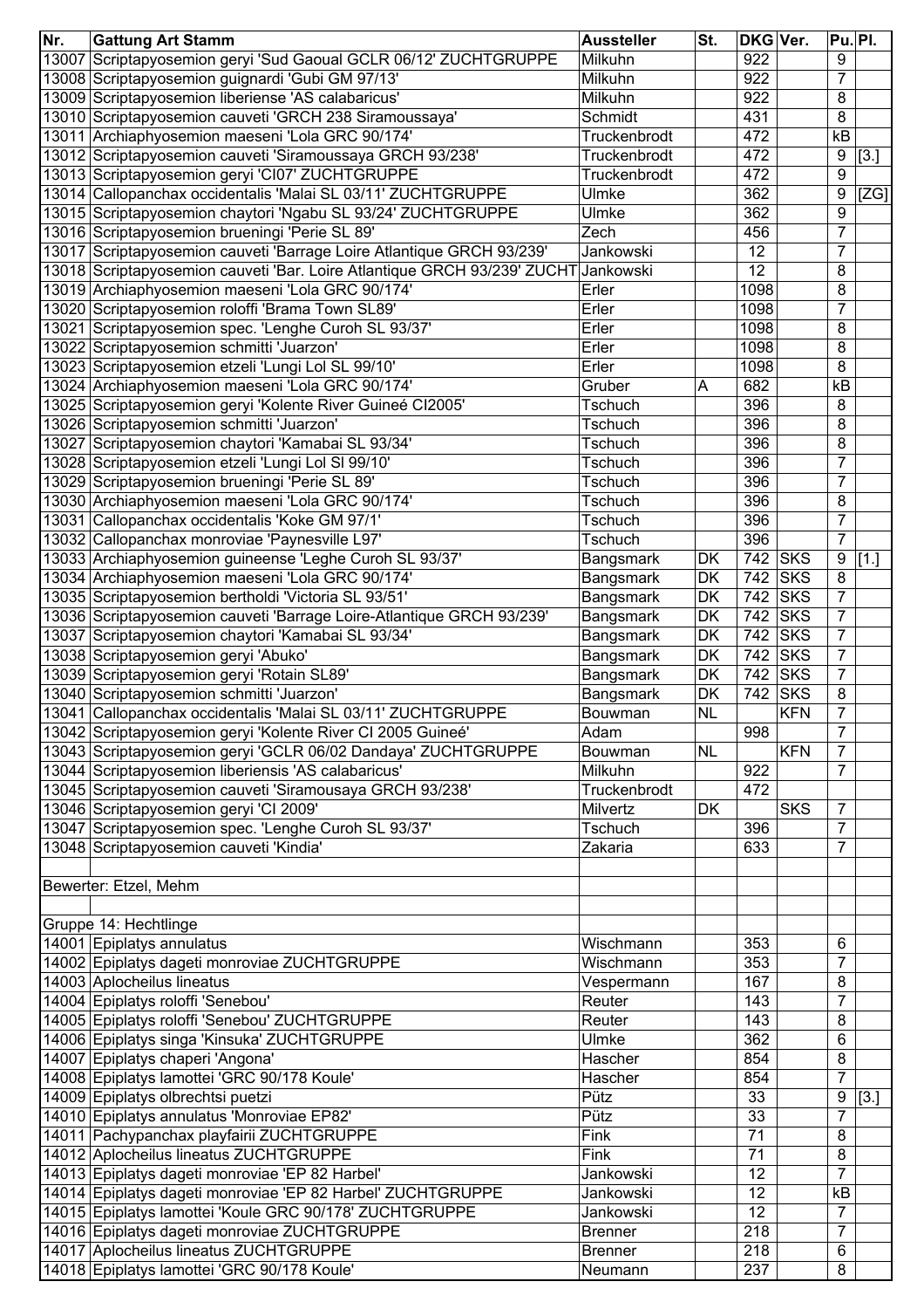| Nr. | Gattung Art Stamm | Aussteller | St. | DKG | Ver. | Pu. | Pl. |
|---|---|---|---|---|---|---|---|
| 13007 | Scriptapyosemion geryi 'Sud Gaoual GCLR 06/12' ZUCHTGRUPPE | Milkuhn | | 922 | | 9 | |
| 13008 | Scriptapyosemion guignardi 'Gubi GM 97/13' | Milkuhn | | 922 | | 7 | |
| 13009 | Scriptapyosemion liberiense 'AS calabaricus' | Milkuhn | | 922 | | 8 | |
| 13010 | Scriptapyosemion cauveti 'GRCH 238 Siramoussaya' | Schmidt | | 431 | | 8 | |
| 13011 | Archiaphyosemion maeseni 'Lola GRC 90/174' | Truckenbrodt | | 472 | | kB | |
| 13012 | Scriptapyosemion cauveti 'Siramoussaya GRCH 93/238' | Truckenbrodt | | 472 | | 9 | [3.] |
| 13013 | Scriptapyosemion geryi 'CI07' ZUCHTGRUPPE | Truckenbrodt | | 472 | | 9 | |
| 13014 | Callopanchax occidentalis 'Malai SL 03/11' ZUCHTGRUPPE | Ulmke | | 362 | | 9 | [ZG] |
| 13015 | Scriptapyosemion chaytori 'Ngabu SL 93/24' ZUCHTGRUPPE | Ulmke | | 362 | | 9 | |
| 13016 | Scriptapyosemion brueningi 'Perie SL 89' | Zech | | 456 | | 7 | |
| 13017 | Scriptapyosemion cauveti 'Barrage Loire Atlantique GRCH 93/239' | Jankowski | | 12 | | 7 | |
| 13018 | Scriptapyosemion cauveti 'Bar. Loire Atlantique GRCH 93/239' ZUCHT | Jankowski | | 12 | | 8 | |
| 13019 | Archiaphyosemion maeseni 'Lola GRC 90/174' | Erler | | 1098 | | 8 | |
| 13020 | Scriptapyosemion roloffi 'Brama Town SL89' | Erler | | 1098 | | 7 | |
| 13021 | Scriptapyosemion spec. 'Lenghe Curoh SL 93/37' | Erler | | 1098 | | 8 | |
| 13022 | Scriptapyosemion schmitti 'Juarzon' | Erler | | 1098 | | 8 | |
| 13023 | Scriptapyosemion etzeli 'Lungi Lol SL 99/10' | Erler | | 1098 | | 8 | |
| 13024 | Archiaphyosemion maeseni 'Lola GRC 90/174' | Gruber | A | 682 | | kB | |
| 13025 | Scriptapyosemion geryi 'Kolente River Guineé CI2005' | Tschuch | | 396 | | 8 | |
| 13026 | Scriptapyosemion schmitti 'Juarzon' | Tschuch | | 396 | | 8 | |
| 13027 | Scriptapyosemion chaytori 'Kamabai SL 93/34' | Tschuch | | 396 | | 8 | |
| 13028 | Scriptapyosemion etzeli 'Lungi Lol Sl 99/10' | Tschuch | | 396 | | 7 | |
| 13029 | Scriptapyosemion brueningi 'Perie SL 89' | Tschuch | | 396 | | 7 | |
| 13030 | Archiaphyosemion maeseni 'Lola GRC 90/174' | Tschuch | | 396 | | 8 | |
| 13031 | Callopanchax occidentalis 'Koke GM 97/1' | Tschuch | | 396 | | 7 | |
| 13032 | Callopanchax monroviae 'Paynesville L97' | Tschuch | | 396 | | 7 | |
| 13033 | Archiaphyosemion guineense 'Leghe Curoh SL 93/37' | Bangsmark | DK | 742 | SKS | 9 | [1.] |
| 13034 | Archiaphyosemion maeseni 'Lola GRC 90/174' | Bangsmark | DK | 742 | SKS | 8 | |
| 13035 | Scriptapyosemion bertholdi 'Victoria SL 93/51' | Bangsmark | DK | 742 | SKS | 7 | |
| 13036 | Scriptapyosemion cauveti 'Barrage Loire-Atlantique GRCH 93/239' | Bangsmark | DK | 742 | SKS | 7 | |
| 13037 | Scriptapyosemion chaytori 'Kamabai SL 93/34' | Bangsmark | DK | 742 | SKS | 7 | |
| 13038 | Scriptapyosemion geryi 'Abuko' | Bangsmark | DK | 742 | SKS | 7 | |
| 13039 | Scriptapyosemion geryi 'Rotain SL89' | Bangsmark | DK | 742 | SKS | 7 | |
| 13040 | Scriptapyosemion schmitti 'Juarzon' | Bangsmark | DK | 742 | SKS | 8 | |
| 13041 | Callopanchax occidentalis 'Malai SL 03/11' ZUCHTGRUPPE | Bouwman | NL | | KFN | 7 | |
| 13042 | Scriptapyosemion geryi 'Kolente River CI 2005 Guineé' | Adam | | 998 | | 7 | |
| 13043 | Scriptapyosemion geryi 'GCLR 06/02 Dandaya' ZUCHTGRUPPE | Bouwman | NL | | KFN | 7 | |
| 13044 | Scriptapyosemion liberiensis 'AS calabaricus' | Milkuhn | | 922 | | 7 | |
| 13045 | Scriptapyosemion cauveti 'Siramousaya GRCH 93/238' | Truckenbrodt | | 472 | | | |
| 13046 | Scriptapyosemion geryi 'CI 2009' | Milvertz | DK | | SKS | 7 | |
| 13047 | Scriptapyosemion spec. 'Lenghe Curoh SL 93/37' | Tschuch | | 396 | | 7 | |
| 13048 | Scriptapyosemion cauveti 'Kindia' | Zakaria | | 633 | | 7 | |
| | | | | | | | |
| Bewerter: Etzel, Mehm | | | | | | | |
| | | | | | | | |
| Gruppe 14: Hechtlinge | | | | | | | |
| 14001 | Epiplatys annulatus | Wischmann | | 353 | | 6 | |
| 14002 | Epiplatys dageti monroviae ZUCHTGRUPPE | Wischmann | | 353 | | 7 | |
| 14003 | Aplocheilus lineatus | Vespermann | | 167 | | 8 | |
| 14004 | Epiplatys roloffi 'Senebou' | Reuter | | 143 | | 7 | |
| 14005 | Epiplatys roloffi 'Senebou' ZUCHTGRUPPE | Reuter | | 143 | | 8 | |
| 14006 | Epiplatys singa 'Kinsuka' ZUCHTGRUPPE | Ulmke | | 362 | | 6 | |
| 14007 | Epiplatys chaperi 'Angona' | Hascher | | 854 | | 8 | |
| 14008 | Epiplatys lamottei 'GRC 90/178 Koule' | Hascher | | 854 | | 7 | |
| 14009 | Epiplatys olbrechtsi puetzi | Pütz | | 33 | | 9 | [3.] |
| 14010 | Epiplatys annulatus 'Monroviae EP82' | Pütz | | 33 | | 7 | |
| 14011 | Pachypanchax playfairii ZUCHTGRUPPE | Fink | | 71 | | 8 | |
| 14012 | Aplocheilus lineatus ZUCHTGRUPPE | Fink | | 71 | | 8 | |
| 14013 | Epiplatys dageti monroviae 'EP 82 Harbel' | Jankowski | | 12 | | 7 | |
| 14014 | Epiplatys dageti monroviae 'EP 82 Harbel' ZUCHTGRUPPE | Jankowski | | 12 | | kB | |
| 14015 | Epiplatys lamottei 'Koule GRC 90/178' ZUCHTGRUPPE | Jankowski | | 12 | | 7 | |
| 14016 | Epiplatys dageti monroviae ZUCHTGRUPPE | Brenner | | 218 | | 7 | |
| 14017 | Aplocheilus lineatus ZUCHTGRUPPE | Brenner | | 218 | | 6 | |
| 14018 | Epiplatys lamottei 'GRC 90/178 Koule' | Neumann | | 237 | | 8 | |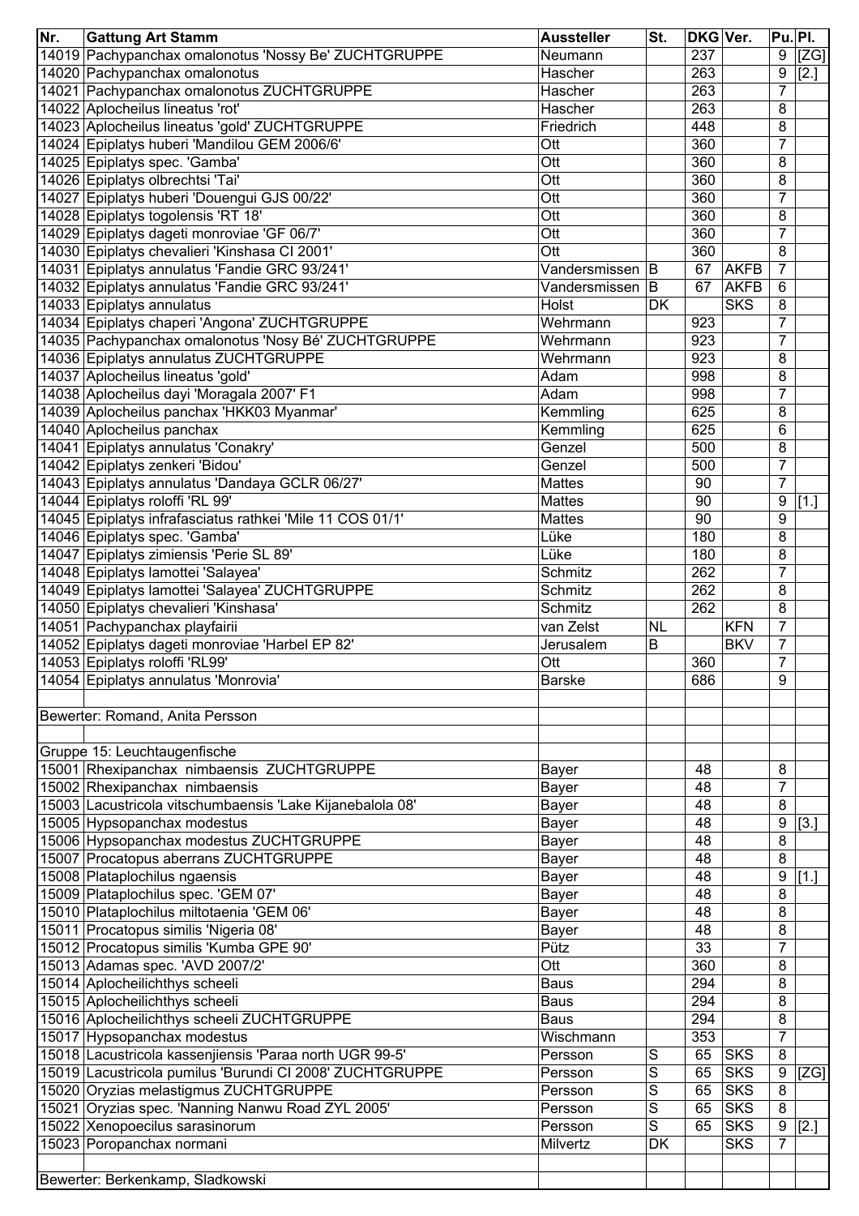| Nr. | Gattung Art Stamm | Aussteller | St. | DKG | Ver. | Pu. | Pl. |
|---|---|---|---|---|---|---|---|
| 14019 | Pachypanchax omalonotus 'Nossy Be' ZUCHTGRUPPE | Neumann | | 237 | | 9 | [ZG] |
| 14020 | Pachypanchax omalonotus | Hascher | | 263 | | 9 | [2.] |
| 14021 | Pachypanchax omalonotus ZUCHTGRUPPE | Hascher | | 263 | | 7 | |
| 14022 | Aplocheilus lineatus 'rot' | Hascher | | 263 | | 8 | |
| 14023 | Aplocheilus lineatus 'gold' ZUCHTGRUPPE | Friedrich | | 448 | | 8 | |
| 14024 | Epiplatys huberi 'Mandilou GEM 2006/6' | Ott | | 360 | | 7 | |
| 14025 | Epiplatys spec. 'Gamba' | Ott | | 360 | | 8 | |
| 14026 | Epiplatys olbrechtsi 'Tai' | Ott | | 360 | | 8 | |
| 14027 | Epiplatys huberi 'Douengui GJS 00/22' | Ott | | 360 | | 7 | |
| 14028 | Epiplatys togolensis 'RT 18' | Ott | | 360 | | 8 | |
| 14029 | Epiplatys dageti monroviae 'GF 06/7' | Ott | | 360 | | 7 | |
| 14030 | Epiplatys chevalieri 'Kinshasa CI 2001' | Ott | | 360 | | 8 | |
| 14031 | Epiplatys annulatus 'Fandie GRC 93/241' | Vandersmissen | B | 67 | AKFB | 7 | |
| 14032 | Epiplatys annulatus 'Fandie GRC 93/241' | Vandersmissen | B | 67 | AKFB | 6 | |
| 14033 | Epiplatys annulatus | Holst | DK | | SKS | 8 | |
| 14034 | Epiplatys chaperi 'Angona' ZUCHTGRUPPE | Wehrmann | | 923 | | 7 | |
| 14035 | Pachypanchax omalonotus 'Nosy Bé' ZUCHTGRUPPE | Wehrmann | | 923 | | 7 | |
| 14036 | Epiplatys annulatus ZUCHTGRUPPE | Wehrmann | | 923 | | 8 | |
| 14037 | Aplocheilus lineatus 'gold' | Adam | | 998 | | 8 | |
| 14038 | Aplocheilus dayi 'Moragala 2007' F1 | Adam | | 998 | | 7 | |
| 14039 | Aplocheilus panchax 'HKK03 Myanmar' | Kemmling | | 625 | | 8 | |
| 14040 | Aplocheilus panchax | Kemmling | | 625 | | 6 | |
| 14041 | Epiplatys annulatus 'Conakry' | Genzel | | 500 | | 8 | |
| 14042 | Epiplatys zenkeri 'Bidou' | Genzel | | 500 | | 7 | |
| 14043 | Epiplatys annulatus 'Dandaya GCLR 06/27' | Mattes | | 90 | | 7 | |
| 14044 | Epiplatys roloffi 'RL 99' | Mattes | | 90 | | 9 | [1.] |
| 14045 | Epiplatys infrafasciatus rathkei 'Mile 11 COS 01/1' | Mattes | | 90 | | 9 | |
| 14046 | Epiplatys spec. 'Gamba' | Lüke | | 180 | | 8 | |
| 14047 | Epiplatys zimiensis 'Perie SL 89' | Lüke | | 180 | | 8 | |
| 14048 | Epiplatys lamottei 'Salayea' | Schmitz | | 262 | | 7 | |
| 14049 | Epiplatys lamottei 'Salayea' ZUCHTGRUPPE | Schmitz | | 262 | | 8 | |
| 14050 | Epiplatys chevalieri 'Kinshasa' | Schmitz | | 262 | | 8 | |
| 14051 | Pachypanchax playfairii | van Zelst | NL | | KFN | 7 | |
| 14052 | Epiplatys dageti monroviae 'Harbel EP 82' | Jerusalem | B | | BKV | 7 | |
| 14053 | Epiplatys roloffi 'RL99' | Ott | | 360 | | 7 | |
| 14054 | Epiplatys annulatus 'Monrovia' | Barske | | 686 | | 9 | |
| | | | | | | | |
| Bewerter: Romand, Anita Persson | | | | | | | |
| | | | | | | | |
| Gruppe 15: Leuchtaugenfische | | | | | | | |
| 15001 | Rhexipanchax nimbaensis ZUCHTGRUPPE | Bayer | | 48 | | 8 | |
| 15002 | Rhexipanchax nimbaensis | Bayer | | 48 | | 7 | |
| 15003 | Lacustricola vitschumbaensis 'Lake Kijanebalola 08' | Bayer | | 48 | | 8 | |
| 15005 | Hypsopanchax modestus | Bayer | | 48 | | 9 | [3.] |
| 15006 | Hypsopanchax modestus ZUCHTGRUPPE | Bayer | | 48 | | 8 | |
| 15007 | Procatopus aberrans ZUCHTGRUPPE | Bayer | | 48 | | 8 | |
| 15008 | Plataplochilus ngaensis | Bayer | | 48 | | 9 | [1.] |
| 15009 | Plataplochilus spec. 'GEM 07' | Bayer | | 48 | | 8 | |
| 15010 | Plataplochilus miltotaenia 'GEM 06' | Bayer | | 48 | | 8 | |
| 15011 | Procatopus similis 'Nigeria 08' | Bayer | | 48 | | 8 | |
| 15012 | Procatopus similis 'Kumba GPE 90' | Pütz | | 33 | | 7 | |
| 15013 | Adamas spec. 'AVD 2007/2' | Ott | | 360 | | 8 | |
| 15014 | Aplocheilichthys scheeli | Baus | | 294 | | 8 | |
| 15015 | Aplocheilichthys scheeli | Baus | | 294 | | 8 | |
| 15016 | Aplocheilichthys scheeli ZUCHTGRUPPE | Baus | | 294 | | 8 | |
| 15017 | Hypsopanchax modestus | Wischmann | | 353 | | 7 | |
| 15018 | Lacustricola kassenjiensis 'Paraa north UGR 99-5' | Persson | S | 65 | SKS | 8 | |
| 15019 | Lacustricola pumilus 'Burundi CI 2008' ZUCHTGRUPPE | Persson | S | 65 | SKS | 9 | [ZG] |
| 15020 | Oryzias melastigmus ZUCHTGRUPPE | Persson | S | 65 | SKS | 8 | |
| 15021 | Oryzias spec. 'Nanning Nanwu Road ZYL 2005' | Persson | S | 65 | SKS | 8 | |
| 15022 | Xenopoecilus sarasinorum | Persson | S | 65 | SKS | 9 | [2.] |
| 15023 | Poropanchax normani | Milvertz | DK | | SKS | 7 | |
| | | | | | | | |
| Bewerter: Berkenkamp, Sladkowski | | | | | | | |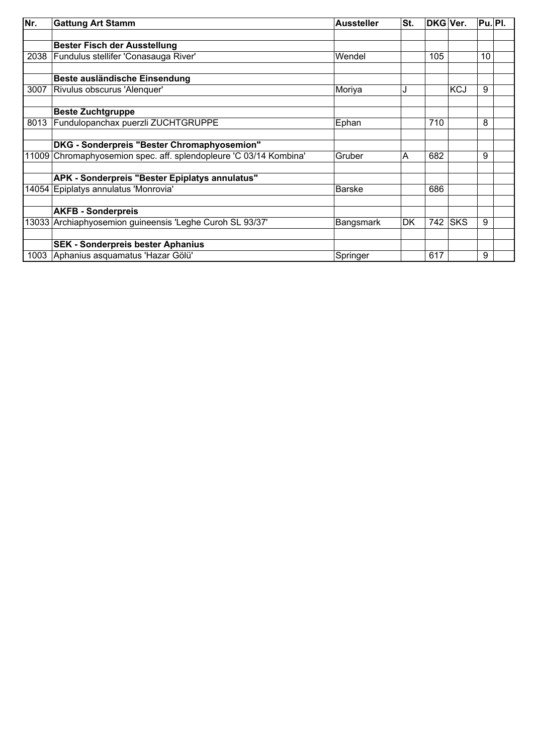| Nr. | Gattung Art Stamm | Aussteller | St. | DKG | Ver. | Pu. | Pl. |
|---|---|---|---|---|---|---|---|
| | | | | | | | |
| | **Bester Fisch der Ausstellung** | | | | | | |
| 2038 | Fundulus stellifer 'Conasauga River' | Wendel | | 105 | | 10 | |
| | | | | | | | |
| | **Beste ausländische Einsendung** | | | | | | |
| 3007 | Rivulus obscurus 'Alenquer' | Moriya | J | | KCJ | 9 | |
| | | | | | | | |
| | **Beste Zuchtgruppe** | | | | | | |
| 8013 | Fundulopanchax puerzli ZUCHTGRUPPE | Ephan | | 710 | | 8 | |
| | | | | | | | |
| | **DKG - Sonderpreis "Bester Chromaphyosemion"** | | | | | | |
| 11009 | Chromaphyosemion spec. aff. splendopleure 'C 03/14 Kombina' | Gruber | A | 682 | | 9 | |
| | | | | | | | |
| | **APK - Sonderpreis "Bester Epiplatys annulatus"** | | | | | | |
| 14054 | Epiplatys annulatus 'Monrovia' | Barske | | 686 | | | |
| | | | | | | | |
| | **AKFB - Sonderpreis** | | | | | | |
| 13033 | Archiaphyosemion guineensis 'Leghe Curoh SL 93/37' | Bangsmark | DK | 742 | SKS | 9 | |
| | | | | | | | |
| | **SEK - Sonderpreis bester Aphanius** | | | | | | |
| 1003 | Aphanius asquamatus 'Hazar Gölü' | Springer | | 617 | | 9 | |